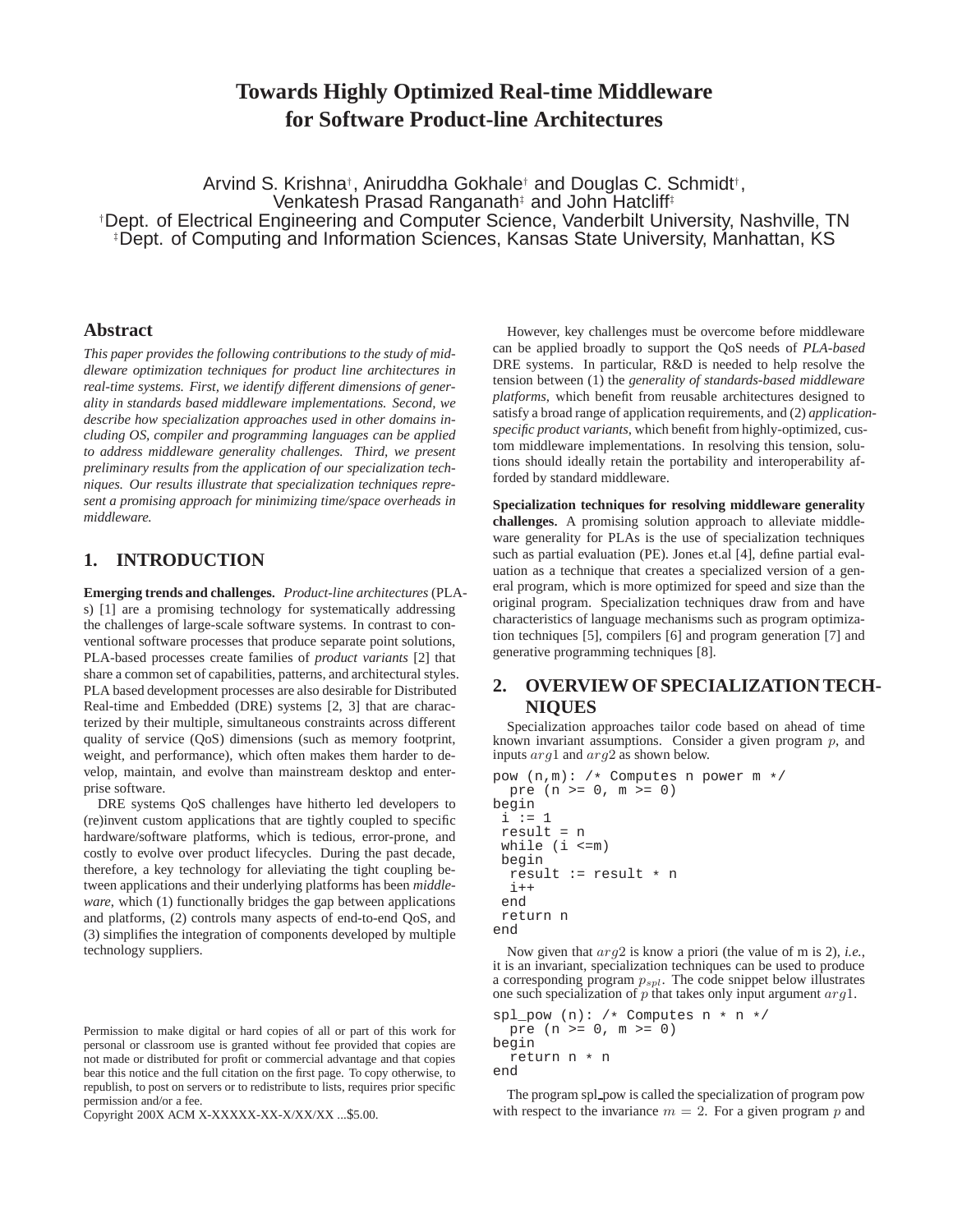# Towards Highly Optimized Real-time Middleware for Software Product-line Architectures

Arvind S. Krishna[†], Aniruddha Gokhale[†] and Douglas C. Schmidt[†], Venkatesh Prasad Ranganath[‡] and John Hatcliff[‡]

[†]Dept. of Electrical Engineering and Computer Science, Vanderbilt University, Nashville, TN
[‡]Dept. of Computing and Information Sciences, Kansas State University, Manhattan, KS

## Abstract

*This paper provides the following contributions to the study of middleware optimization techniques for product line architectures in real-time systems. First, we identify different dimensions of generality in standards based middleware implementations. Second, we describe how specialization approaches used in other domains including OS, compiler and programming languages can be applied to address middleware generality challenges. Third, we present preliminary results from the application of our specialization techniques. Our results illustrate that specialization techniques represent a promising approach for minimizing time/space overheads in middleware.*

## 1. INTRODUCTION

**Emerging trends and challenges.** *Product-line architectures* (PLAs) [1] are a promising technology for systematically addressing the challenges of large-scale software systems. In contrast to conventional software processes that produce separate point solutions, PLA-based processes create families of *product variants* [2] that share a common set of capabilities, patterns, and architectural styles. PLA based development processes are also desirable for Distributed Real-time and Embedded (DRE) systems [2, 3] that are characterized by their multiple, simultaneous constraints across different quality of service (QoS) dimensions (such as memory footprint, weight, and performance), which often makes them harder to develop, maintain, and evolve than mainstream desktop and enterprise software.

DRE systems QoS challenges have hitherto led developers to (re)invent custom applications that are tightly coupled to specific hardware/software platforms, which is tedious, error-prone, and costly to evolve over product lifecycles. During the past decade, therefore, a key technology for alleviating the tight coupling between applications and their underlying platforms has been *middleware*, which (1) functionally bridges the gap between applications and platforms, (2) controls many aspects of end-to-end QoS, and (3) simplifies the integration of components developed by multiple technology suppliers.

Permission to make digital or hard copies of all or part of this work for personal or classroom use is granted without fee provided that copies are not made or distributed for profit or commercial advantage and that copies bear this notice and the full citation on the first page. To copy otherwise, to republish, to post on servers or to redistribute to lists, requires prior specific permission and/or a fee.
Copyright 200X ACM X-XXXXX-XX-X/XX/XX ...$5.00.

However, key challenges must be overcome before middleware can be applied broadly to support the QoS needs of *PLA-based* DRE systems. In particular, R&D is needed to help resolve the tension between (1) the *generality of standards-based middleware platforms*, which benefit from reusable architectures designed to satisfy a broad range of application requirements, and (2) *application-specific product variants*, which benefit from highly-optimized, custom middleware implementations. In resolving this tension, solutions should ideally retain the portability and interoperability afforded by standard middleware.

**Specialization techniques for resolving middleware generality challenges.** A promising solution approach to alleviate middleware generality for PLAs is the use of specialization techniques such as partial evaluation (PE). Jones et.al [4], define partial evaluation as a technique that creates a specialized version of a general program, which is more optimized for speed and size than the original program. Specialization techniques draw from and have characteristics of language mechanisms such as program optimization techniques [5], compilers [6] and program generation [7] and generative programming techniques [8].

## 2. OVERVIEW OF SPECIALIZATION TECHNIQUES

Specialization approaches tailor code based on ahead of time known invariant assumptions. Consider a given program $p$, and inputs $arg1$ and $arg2$ as shown below.

```
pow (n,m): /* Computes n power m */
  pre (n >= 0, m >= 0)
begin
 i := 1
 result = n
 while (i <=m)
 begin
  result := result * n
  i++
 end
 return n
end
```

Now given that $arg2$ is know a priori (the value of m is 2), *i.e.*, it is an invariant, specialization techniques can be used to produce a corresponding program $p_{spl}$. The code snippet below illustrates one such specialization of $p$ that takes only input argument $arg1$.

```
spl_pow (n): /* Computes n * n */
  pre (n >= 0, m >= 0)
begin
  return n * n
end
```

The program spl_pow is called the specialization of program pow with respect to the invariance $m = 2$. For a given program $p$ and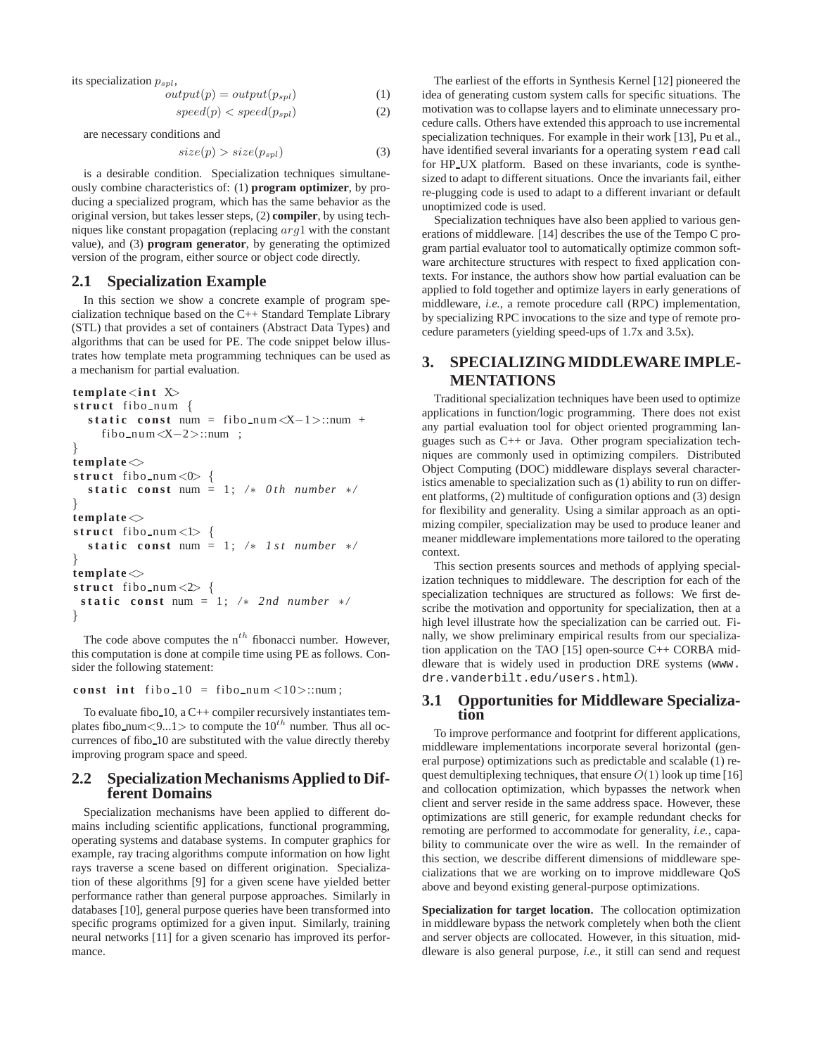its specialization $p_{spl}$,

$$output(p) = output(p_{spl}) \quad (1)$$

$$speed(p) < speed(p_{spl}) \quad (2)$$

are necessary conditions and

$$size(p) > size(p_{spl}) \quad (3)$$

is a desirable condition. Specialization techniques simultaneously combine characteristics of: (1) **program optimizer**, by producing a specialized program, which has the same behavior as the original version, but takes lesser steps, (2) **compiler**, by using techniques like constant propagation (replacing $arg1$ with the constant value), and (3) **program generator**, by generating the optimized version of the program, either source or object code directly.

## 2.1 Specialization Example

In this section we show a concrete example of program specialization technique based on the C++ Standard Template Library (STL) that provides a set of containers (Abstract Data Types) and algorithms that can be used for PE. The code snippet below illustrates how template meta programming techniques can be used as a mechanism for partial evaluation.

```
template<int X>
struct fibo_num {
  static const num = fibo_num<X-1>::num +
    fibo_num<X-2>::num ;
}
template<>
struct fibo_num<0> {
  static const num = 1; /* 0th number */
}
template<>
struct fibo_num<1> {
  static const num = 1; /* 1st number */
}
template<>
struct fibo_num<2> {
 static const num = 1; /* 2nd number */
}
```

The code above computes the n$^{th}$ fibonacci number. However, this computation is done at compile time using PE as follows. Consider the following statement:

```
const int fibo_10 = fibo_num <10>::num;
```

To evaluate fibo_10, a C++ compiler recursively instantiates templates fibo_num<9...1> to compute the 10$^{th}$ number. Thus all occurrences of fibo_10 are substituted with the value directly thereby improving program space and speed.

## 2.2 Specialization Mechanisms Applied to Different Domains

Specialization mechanisms have been applied to different domains including scientific applications, functional programming, operating systems and database systems. In computer graphics for example, ray tracing algorithms compute information on how light rays traverse a scene based on different origination. Specialization of these algorithms [9] for a given scene have yielded better performance rather than general purpose approaches. Similarly in databases [10], general purpose queries have been transformed into specific programs optimized for a given input. Similarly, training neural networks [11] for a given scenario has improved its performance.

The earliest of the efforts in Synthesis Kernel [12] pioneered the idea of generating custom system calls for specific situations. The motivation was to collapse layers and to eliminate unnecessary procedure calls. Others have extended this approach to use incremental specialization techniques. For example in their work [13], Pu et al., have identified several invariants for a operating system `read` call for HP_UX platform. Based on these invariants, code is synthesized to adapt to different situations. Once the invariants fail, either re-plugging code is used to adapt to a different invariant or default unoptimized code is used.

Specialization techniques have also been applied to various generations of middleware. [14] describes the use of the Tempo C program partial evaluator tool to automatically optimize common software architecture structures with respect to fixed application contexts. For instance, the authors show how partial evaluation can be applied to fold together and optimize layers in early generations of middleware, *i.e.*, a remote procedure call (RPC) implementation, by specializing RPC invocations to the size and type of remote procedure parameters (yielding speed-ups of 1.7x and 3.5x).

# 3. SPECIALIZING MIDDLEWARE IMPLEMENTATIONS

Traditional specialization techniques have been used to optimize applications in function/logic programming. There does not exist any partial evaluation tool for object oriented programming languages such as C++ or Java. Other program specialization techniques are commonly used in optimizing compilers. Distributed Object Computing (DOC) middleware displays several characteristics amenable to specialization such as (1) ability to run on different platforms, (2) multitude of configuration options and (3) design for flexibility and generality. Using a similar approach as an optimizing compiler, specialization may be used to produce leaner and meaner middleware implementations more tailored to the operating context.

This section presents sources and methods of applying specialization techniques to middleware. The description for each of the specialization techniques are structured as follows: We first describe the motivation and opportunity for specialization, then at a high level illustrate how the specialization can be carried out. Finally, we show preliminary empirical results from our specialization application on the TAO [15] open-source C++ CORBA middleware that is widely used in production DRE systems (`www.dre.vanderbilt.edu/users.html`).

## 3.1 Opportunities for Middleware Specialization

To improve performance and footprint for different applications, middleware implementations incorporate several horizontal (general purpose) optimizations such as predictable and scalable (1) request demultiplexing techniques, that ensure $O(1)$ look up time [16] and collocation optimization, which bypasses the network when client and server reside in the same address space. However, these optimizations are still generic, for example redundant checks for remoting are performed to accommodate for generality, *i.e.*, capability to communicate over the wire as well. In the remainder of this section, we describe different dimensions of middleware specializations that we are working on to improve middleware QoS above and beyond existing general-purpose optimizations.

**Specialization for target location.** The collocation optimization in middleware bypass the network completely when both the client and server objects are collocated. However, in this situation, middleware is also general purpose, *i.e.*, it still can send and request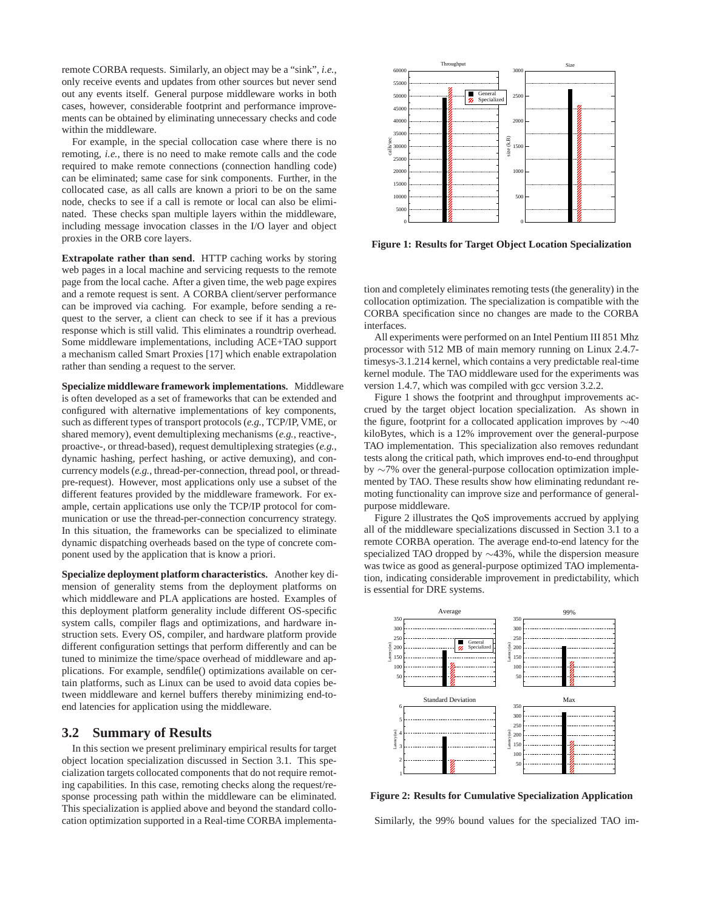remote CORBA requests. Similarly, an object may be a "sink", *i.e.*, only receive events and updates from other sources but never send out any events itself. General purpose middleware works in both cases, however, considerable footprint and performance improvements can be obtained by eliminating unnecessary checks and code within the middleware.

For example, in the special collocation case where there is no remoting, *i.e.*, there is no need to make remote calls and the code required to make remote connections (connection handling code) can be eliminated; same case for sink components. Further, in the collocated case, as all calls are known a priori to be on the same node, checks to see if a call is remote or local can also be eliminated. These checks span multiple layers within the middleware, including message invocation classes in the I/O layer and object proxies in the ORB core layers.

**Extrapolate rather than send.** HTTP caching works by storing web pages in a local machine and servicing requests to the remote page from the local cache. After a given time, the web page expires and a remote request is sent. A CORBA client/server performance can be improved via caching. For example, before sending a request to the server, a client can check to see if it has a previous response which is still valid. This eliminates a roundtrip overhead. Some middleware implementations, including ACE+TAO support a mechanism called Smart Proxies [17] which enable extrapolation rather than sending a request to the server.

**Specialize middleware framework implementations.** Middleware is often developed as a set of frameworks that can be extended and configured with alternative implementations of key components, such as different types of transport protocols (*e.g.*, TCP/IP, VME, or shared memory), event demultiplexing mechanisms (*e.g.*, reactive-, proactive-, or thread-based), request demultiplexing strategies (*e.g.*, dynamic hashing, perfect hashing, or active demuxing), and concurrency models (*e.g.*, thread-per-connection, thread pool, or thread-pre-request). However, most applications only use a subset of the different features provided by the middleware framework. For example, certain applications use only the TCP/IP protocol for communication or use the thread-per-connection concurrency strategy. In this situation, the frameworks can be specialized to eliminate dynamic dispatching overheads based on the type of concrete component used by the application that is know a priori.

**Specialize deployment platform characteristics.** Another key dimension of generality stems from the deployment platforms on which middleware and PLA applications are hosted. Examples of this deployment platform generality include different OS-specific system calls, compiler flags and optimizations, and hardware instruction sets. Every OS, compiler, and hardware platform provide different configuration settings that perform differently and can be tuned to minimize the time/space overhead of middleware and applications. For example, sendfile() optimizations available on certain platforms, such as Linux can be used to avoid data copies between middleware and kernel buffers thereby minimizing end-to-end latencies for application using the middleware.

## 3.2 Summary of Results

In this section we present preliminary empirical results for target object location specialization discussed in Section 3.1. This specialization targets collocated components that do not require remoting capabilities. In this case, remoting checks along the request/response processing path within the middleware can be eliminated. This specialization is applied above and beyond the standard collocation optimization supported in a Real-time CORBA implementation and completely eliminates remoting tests (the generality) in the collocation optimization. The specialization is compatible with the CORBA specification since no changes are made to the CORBA interfaces.

**Figure 1: Results for Target Object Location Specialization**

All experiments were performed on an Intel Pentium III 851 Mhz processor with 512 MB of main memory running on Linux 2.4.7-timesys-3.1.214 kernel, which contains a very predictable real-time kernel module. The TAO middleware used for the experiments was version 1.4.7, which was compiled with gcc version 3.2.2.

Figure 1 shows the footprint and throughput improvements accrued by the target object location specialization. As shown in the figure, footprint for a collocated application improves by ∼40 kiloBytes, which is a 12% improvement over the general-purpose TAO implementation. This specialization also removes redundant tests along the critical path, which improves end-to-end throughput by ∼7% over the general-purpose collocation optimization implemented by TAO. These results show how eliminating redundant remoting functionality can improve size and performance of general-purpose middleware.

Figure 2 illustrates the QoS improvements accrued by applying all of the middleware specializations discussed in Section 3.1 to a remote CORBA operation. The average end-to-end latency for the specialized TAO dropped by ∼43%, while the dispersion measure was twice as good as general-purpose optimized TAO implementation, indicating considerable improvement in predictability, which is essential for DRE systems.

**Figure 2: Results for Cumulative Specialization Application**

Similarly, the 99% bound values for the specialized TAO im-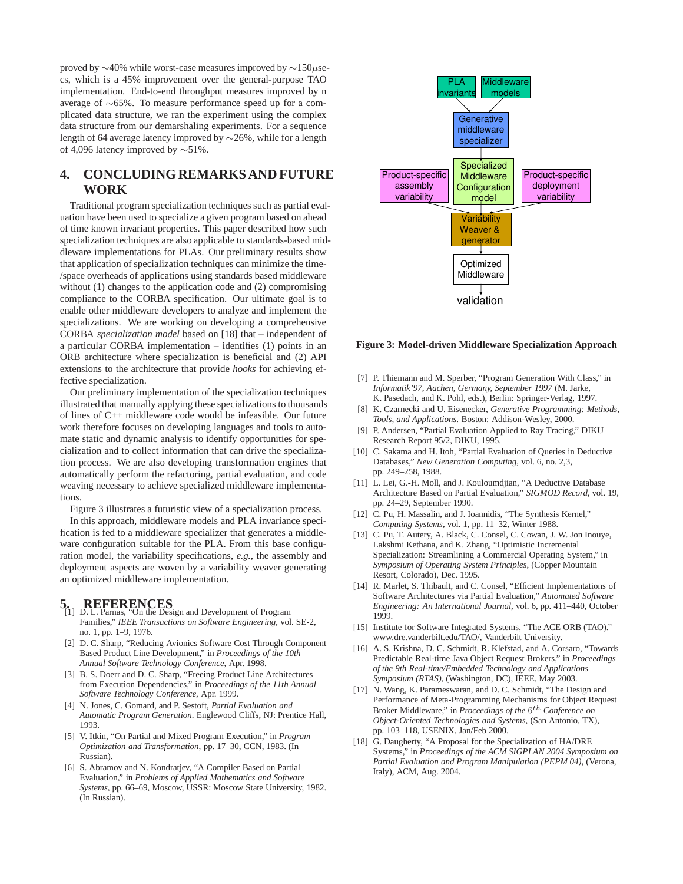proved by ∼40% while worst-case measures improved by ∼150$\mu$secs, which is a 45% improvement over the general-purpose TAO implementation. End-to-end throughput measures improved by n average of ∼65%. To measure performance speed up for a complicated data structure, we ran the experiment using the complex data structure from our demarshaling experiments. For a sequence length of 64 average latency improved by ∼26%, while for a length of 4,096 latency improved by ∼51%.

## 4. CONCLUDING REMARKS AND FUTURE WORK

Traditional program specialization techniques such as partial evaluation have been used to specialize a given program based on ahead of time known invariant properties. This paper described how such specialization techniques are also applicable to standards-based middleware implementations for PLAs. Our preliminary results show that application of specialization techniques can minimize the time-/space overheads of applications using standards based middleware without (1) changes to the application code and (2) compromising compliance to the CORBA specification. Our ultimate goal is to enable other middleware developers to analyze and implement the specializations. We are working on developing a comprehensive CORBA *specialization model* based on [18] that – independent of a particular CORBA implementation – identifies (1) points in an ORB architecture where specialization is beneficial and (2) API extensions to the architecture that provide *hooks* for achieving effective specialization.

Our preliminary implementation of the specialization techniques illustrated that manually applying these specializations to thousands of lines of C++ middleware code would be infeasible. Our future work therefore focuses on developing languages and tools to automate static and dynamic analysis to identify opportunities for specialization and to collect information that can drive the specialization process. We are also developing transformation engines that automatically perform the refactoring, partial evaluation, and code weaving necessary to achieve specialized middleware implementations.

Figure 3 illustrates a futuristic view of a specialization process. In this approach, middleware models and PLA invariance specification is fed to a middleware specializer that generates a middleware configuration suitable for the PLA. From this base configuration model, the variability specifications, *e.g.*, the assembly and deployment aspects are woven by a variability weaver generating an optimized middleware implementation.

PLA invariants
Middleware models
Generative middleware specializer
Product-specific assembly variability
Specialized Middleware Configuration model
Product-specific deployment variability
Variability Weaver & generator
Optimized Middleware
validation

**Figure 3: Model-driven Middleware Specialization Approach**

## 5. REFERENCES

[1] D. L. Parnas, "On the Design and Development of Program Families," *IEEE Transactions on Software Engineering*, vol. SE-2, no. 1, pp. 1–9, 1976.

[2] D. C. Sharp, "Reducing Avionics Software Cost Through Component Based Product Line Development," in *Proceedings of the 10th Annual Software Technology Conference*, Apr. 1998.

[3] B. S. Doerr and D. C. Sharp, "Freeing Product Line Architectures from Execution Dependencies," in *Proceedings of the 11th Annual Software Technology Conference*, Apr. 1999.

[4] N. Jones, C. Gomard, and P. Sestoft, *Partial Evaluation and Automatic Program Generation*. Englewood Cliffs, NJ: Prentice Hall, 1993.

[5] V. Itkin, "On Partial and Mixed Program Execution," in *Program Optimization and Transformation*, pp. 17–30, CCN, 1983. (In Russian).

[6] S. Abramov and N. Kondratjev, "A Compiler Based on Partial Evaluation," in *Problems of Applied Mathematics and Software Systems*, pp. 66–69, Moscow, USSR: Moscow State University, 1982. (In Russian).

[7] P. Thiemann and M. Sperber, "Program Generation With Class," in *Informatik'97, Aachen, Germany, September 1997* (M. Jarke, K. Pasedach, and K. Pohl, eds.), Berlin: Springer-Verlag, 1997.

[8] K. Czarnecki and U. Eisenecker, *Generative Programming: Methods, Tools, and Applications*. Boston: Addison-Wesley, 2000.

[9] P. Andersen, "Partial Evaluation Applied to Ray Tracing," DIKU Research Report 95/2, DIKU, 1995.

[10] C. Sakama and H. Itoh, "Partial Evaluation of Queries in Deductive Databases," *New Generation Computing*, vol. 6, no. 2,3, pp. 249–258, 1988.

[11] L. Lei, G.-H. Moll, and J. Kouloumdjian, "A Deductive Database Architecture Based on Partial Evaluation," *SIGMOD Record*, vol. 19, pp. 24–29, September 1990.

[12] C. Pu, H. Massalin, and J. Ioannidis, "The Synthesis Kernel," *Computing Systems*, vol. 1, pp. 11–32, Winter 1988.

[13] C. Pu, T. Autery, A. Black, C. Consel, C. Cowan, J. W. Jon Inouye, Lakshmi Kethana, and K. Zhang, "Optimistic Incremental Specialization: Streamlining a Commercial Operating System," in *Symposium of Operating System Principles*, (Copper Mountain Resort, Colorado), Dec. 1995.

[14] R. Marlet, S. Thibault, and C. Consel, "Efficient Implementations of Software Architectures via Partial Evaluation," *Automated Software Engineering: An International Journal*, vol. 6, pp. 411–440, October 1999.

[15] Institute for Software Integrated Systems, "The ACE ORB (TAO)." www.dre.vanderbilt.edu/TAO/, Vanderbilt University.

[16] A. S. Krishna, D. C. Schmidt, R. Klefstad, and A. Corsaro, "Towards Predictable Real-time Java Object Request Brokers," in *Proceedings of the 9th Real-time/Embedded Technology and Applications Symposium (RTAS)*, (Washington, DC), IEEE, May 2003.

[17] N. Wang, K. Parameswaran, and D. C. Schmidt, "The Design and Performance of Meta-Programming Mechanisms for Object Request Broker Middleware," in *Proceedings of the $6^{th}$ Conference on Object-Oriented Technologies and Systems*, (San Antonio, TX), pp. 103–118, USENIX, Jan/Feb 2000.

[18] G. Daugherty, "A Proposal for the Specialization of HA/DRE Systems," in *Proceedings of the ACM SIGPLAN 2004 Symposium on Partial Evaluation and Program Manipulation (PEPM 04)*, (Verona, Italy), ACM, Aug. 2004.